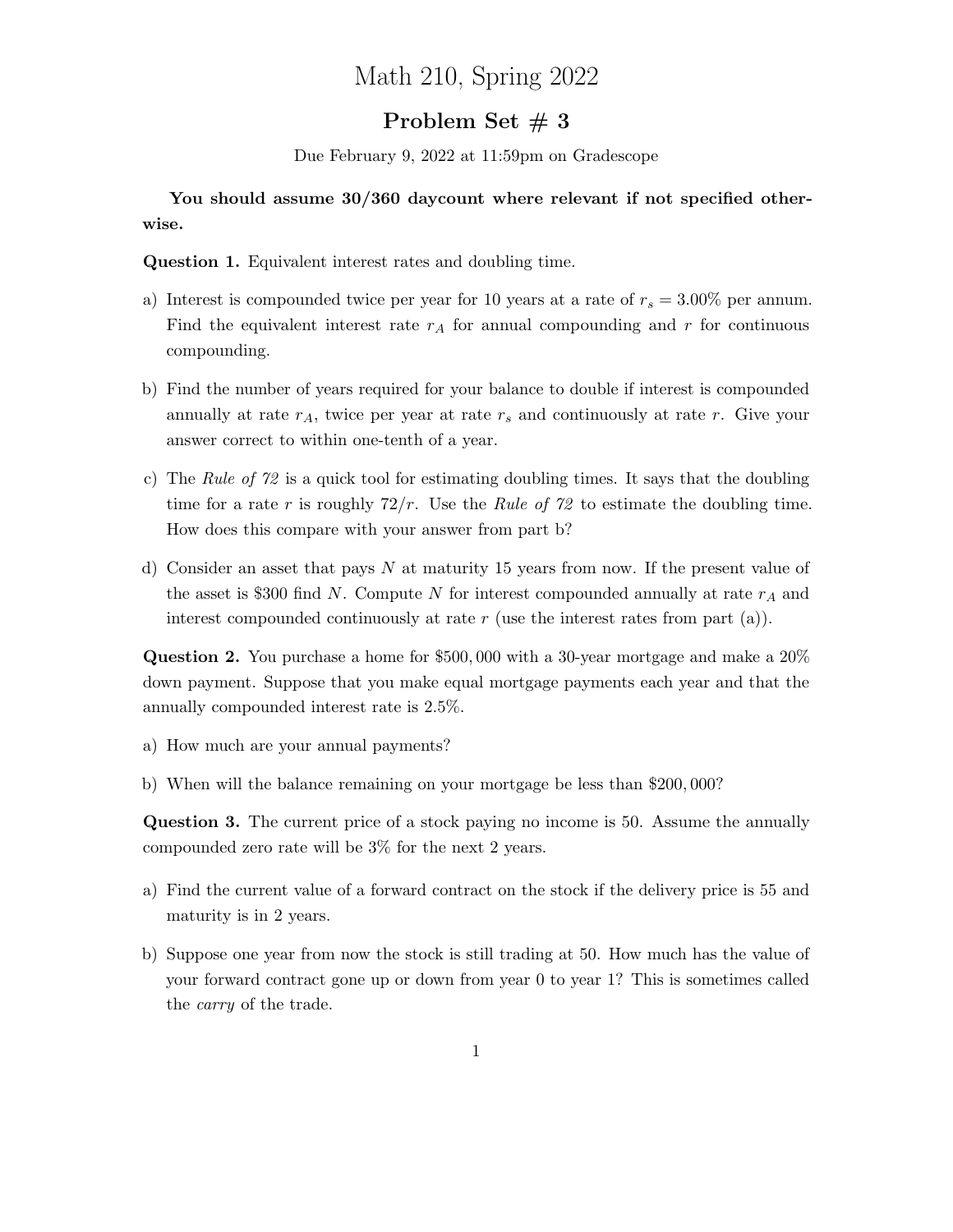# Math 210, Spring 2022

## Problem Set # 3

Due February 9, 2022 at 11:59pm on Gradescope

**You should assume 30/360 daycount where relevant if not specified otherwise.**

**Question 1.** Equivalent interest rates and doubling time.

a) Interest is compounded twice per year for 10 years at a rate of $r_s = 3.00\%$ per annum. Find the equivalent interest rate $r_A$ for annual compounding and $r$ for continuous compounding.

b) Find the number of years required for your balance to double if interest is compounded annually at rate $r_A$, twice per year at rate $r_s$ and continuously at rate $r$. Give your answer correct to within one-tenth of a year.

c) The *Rule of 72* is a quick tool for estimating doubling times. It says that the doubling time for a rate $r$ is roughly $72/r$. Use the *Rule of 72* to estimate the doubling time. How does this compare with your answer from part b?

d) Consider an asset that pays $N$ at maturity 15 years from now. If the present value of the asset is \$300 find $N$. Compute $N$ for interest compounded annually at rate $r_A$ and interest compounded continuously at rate $r$ (use the interest rates from part (a)).

**Question 2.** You purchase a home for \$500,000 with a 30-year mortgage and make a 20% down payment. Suppose that you make equal mortgage payments each year and that the annually compounded interest rate is 2.5%.

a) How much are your annual payments?

b) When will the balance remaining on your mortgage be less than \$200,000?

**Question 3.** The current price of a stock paying no income is 50. Assume the annually compounded zero rate will be 3% for the next 2 years.

a) Find the current value of a forward contract on the stock if the delivery price is 55 and maturity is in 2 years.

b) Suppose one year from now the stock is still trading at 50. How much has the value of your forward contract gone up or down from year 0 to year 1? This is sometimes called the *carry* of the trade.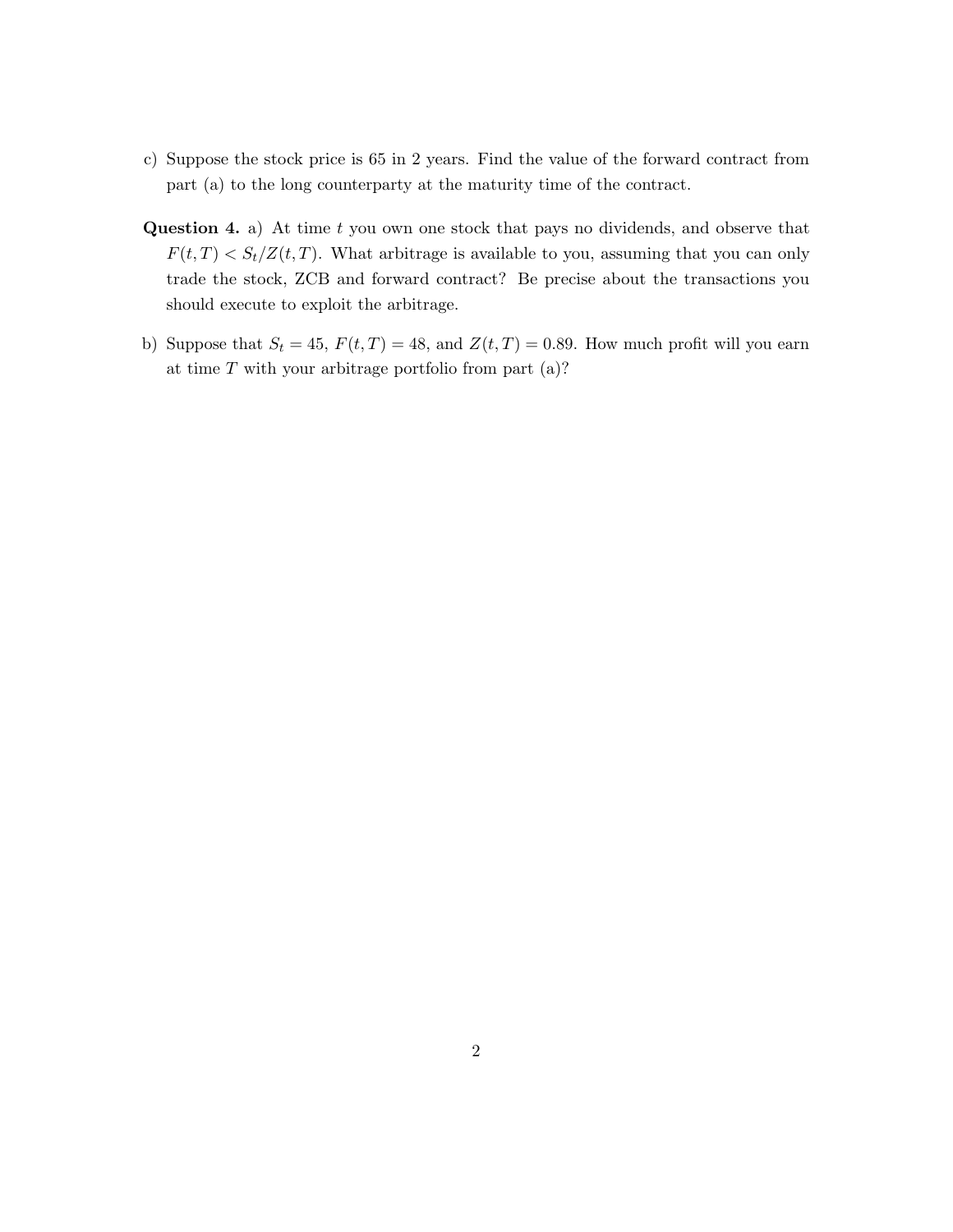c) Suppose the stock price is 65 in 2 years. Find the value of the forward contract from part (a) to the long counterparty at the maturity time of the contract.

**Question 4.** a) At time $t$ you own one stock that pays no dividends, and observe that $F(t, T) < S_t/Z(t, T)$. What arbitrage is available to you, assuming that you can only trade the stock, ZCB and forward contract? Be precise about the transactions you should execute to exploit the arbitrage.

b) Suppose that $S_t = 45$, $F(t, T) = 48$, and $Z(t, T) = 0.89$. How much profit will you earn at time $T$ with your arbitrage portfolio from part (a)?